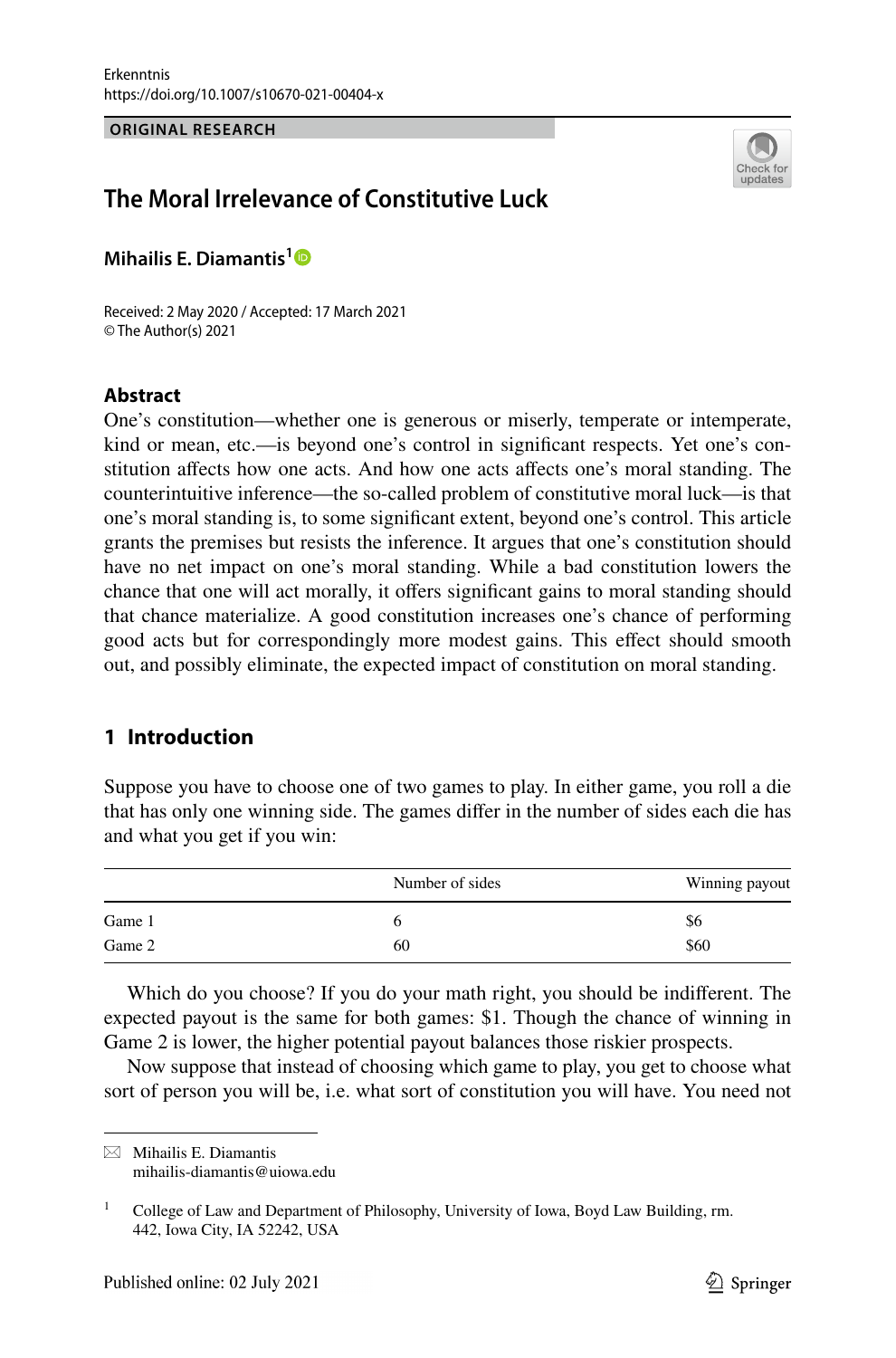Erkenntnis
https://doi.org/10.1007/s10670-021-00404-x

**ORIGINAL RESEARCH**

# The Moral Irrelevance of Constitutive Luck

**Mihailis E. Diamantis**[1]

Received: 2 May 2020 / Accepted: 17 March 2021
© The Author(s) 2021

## Abstract

One's constitution—whether one is generous or miserly, temperate or intemperate, kind or mean, etc.—is beyond one's control in significant respects. Yet one's constitution affects how one acts. And how one acts affects one's moral standing. The counterintuitive inference—the so-called problem of constitutive moral luck—is that one's moral standing is, to some significant extent, beyond one's control. This article grants the premises but resists the inference. It argues that one's constitution should have no net impact on one's moral standing. While a bad constitution lowers the chance that one will act morally, it offers significant gains to moral standing should that chance materialize. A good constitution increases one's chance of performing good acts but for correspondingly more modest gains. This effect should smooth out, and possibly eliminate, the expected impact of constitution on moral standing.

## 1 Introduction

Suppose you have to choose one of two games to play. In either game, you roll a die that has only one winning side. The games differ in the number of sides each die has and what you get if you win:

| | Number of sides | Winning payout |
|---|---|---|
| Game 1 | 6 | $6 |
| Game 2 | 60 | $60 |

Which do you choose? If you do your math right, you should be indifferent. The expected payout is the same for both games: $1. Though the chance of winning in Game 2 is lower, the higher potential payout balances those riskier prospects.

Now suppose that instead of choosing which game to play, you get to choose what sort of person you will be, i.e. what sort of constitution you will have. You need not

---

✉ Mihailis E. Diamantis
mihailis-diamantis@uiowa.edu

[1] College of Law and Department of Philosophy, University of Iowa, Boyd Law Building, rm. 442, Iowa City, IA 52242, USA

Published online: 02 July 2021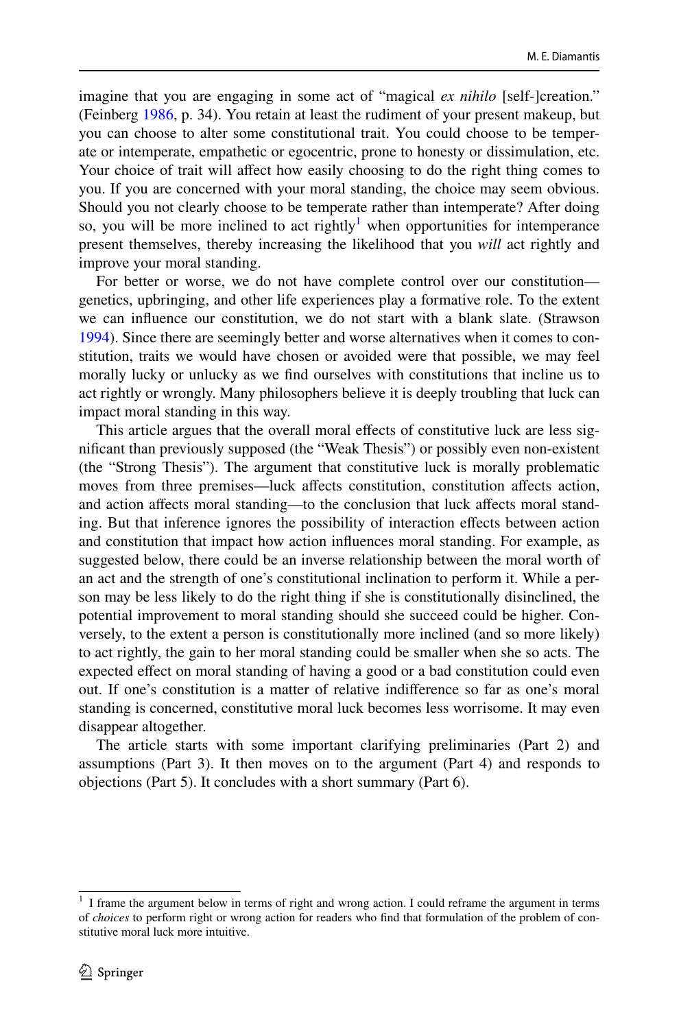imagine that you are engaging in some act of "magical *ex nihilo* [self-]creation." (Feinberg 1986, p. 34). You retain at least the rudiment of your present makeup, but you can choose to alter some constitutional trait. You could choose to be temperate or intemperate, empathetic or egocentric, prone to honesty or dissimulation, etc. Your choice of trait will affect how easily choosing to do the right thing comes to you. If you are concerned with your moral standing, the choice may seem obvious. Should you not clearly choose to be temperate rather than intemperate? After doing so, you will be more inclined to act rightly[1] when opportunities for intemperance present themselves, thereby increasing the likelihood that you *will* act rightly and improve your moral standing.

For better or worse, we do not have complete control over our constitution—genetics, upbringing, and other life experiences play a formative role. To the extent we can influence our constitution, we do not start with a blank slate. (Strawson 1994). Since there are seemingly better and worse alternatives when it comes to constitution, traits we would have chosen or avoided were that possible, we may feel morally lucky or unlucky as we find ourselves with constitutions that incline us to act rightly or wrongly. Many philosophers believe it is deeply troubling that luck can impact moral standing in this way.

This article argues that the overall moral effects of constitutive luck are less significant than previously supposed (the "Weak Thesis") or possibly even non-existent (the "Strong Thesis"). The argument that constitutive luck is morally problematic moves from three premises—luck affects constitution, constitution affects action, and action affects moral standing—to the conclusion that luck affects moral standing. But that inference ignores the possibility of interaction effects between action and constitution that impact how action influences moral standing. For example, as suggested below, there could be an inverse relationship between the moral worth of an act and the strength of one's constitutional inclination to perform it. While a person may be less likely to do the right thing if she is constitutionally disinclined, the potential improvement to moral standing should she succeed could be higher. Conversely, to the extent a person is constitutionally more inclined (and so more likely) to act rightly, the gain to her moral standing could be smaller when she so acts. The expected effect on moral standing of having a good or a bad constitution could even out. If one's constitution is a matter of relative indifference so far as one's moral standing is concerned, constitutive moral luck becomes less worrisome. It may even disappear altogether.

The article starts with some important clarifying preliminaries (Part 2) and assumptions (Part 3). It then moves on to the argument (Part 4) and responds to objections (Part 5). It concludes with a short summary (Part 6).

---

[1] I frame the argument below in terms of right and wrong action. I could reframe the argument in terms of *choices* to perform right or wrong action for readers who find that formulation of the problem of constitutive moral luck more intuitive.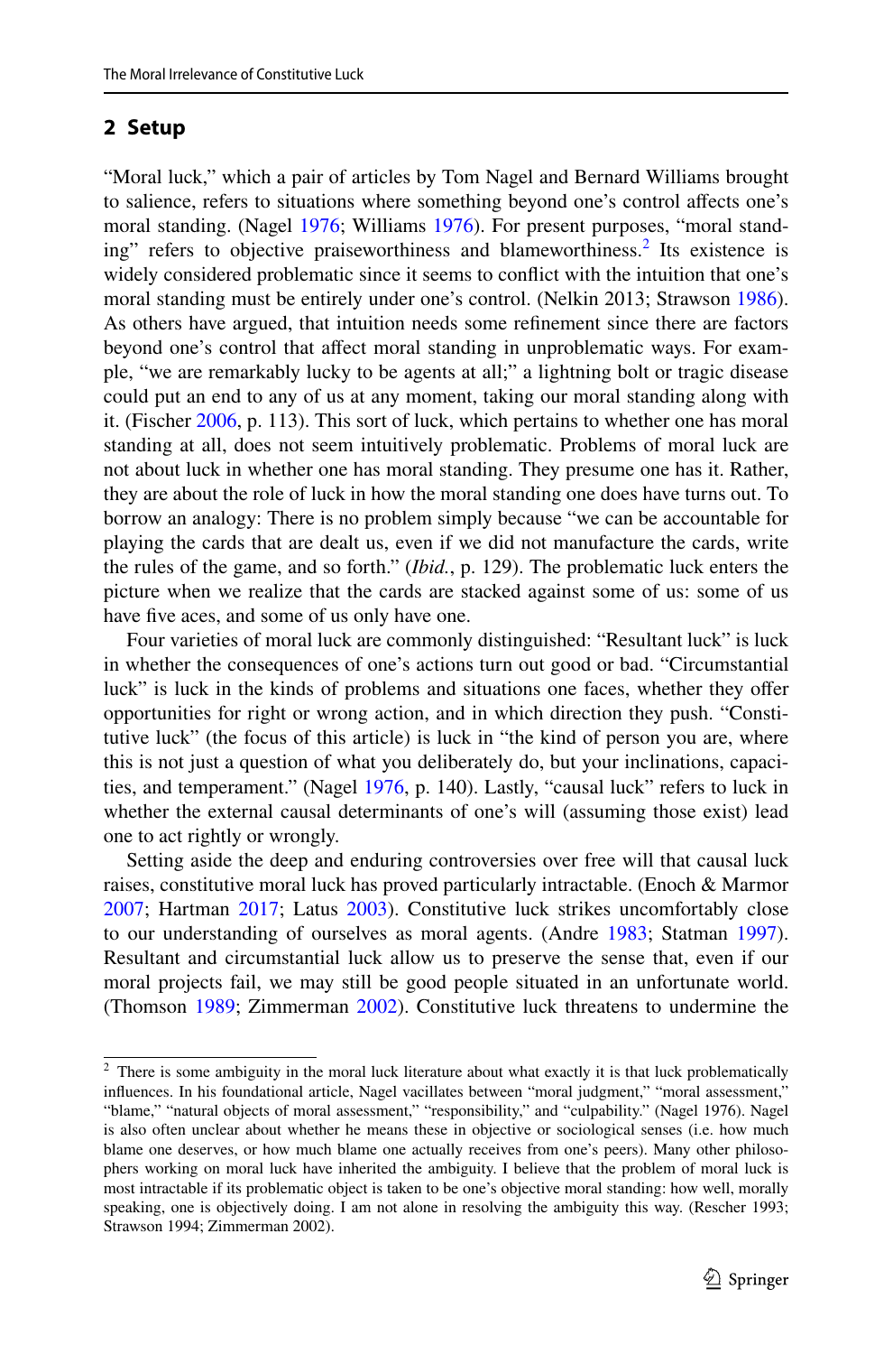## 2 Setup

"Moral luck," which a pair of articles by Tom Nagel and Bernard Williams brought to salience, refers to situations where something beyond one's control affects one's moral standing. (Nagel 1976; Williams 1976). For present purposes, "moral standing" refers to objective praiseworthiness and blameworthiness.[2] Its existence is widely considered problematic since it seems to conflict with the intuition that one's moral standing must be entirely under one's control. (Nelkin 2013; Strawson 1986). As others have argued, that intuition needs some refinement since there are factors beyond one's control that affect moral standing in unproblematic ways. For example, "we are remarkably lucky to be agents at all;" a lightning bolt or tragic disease could put an end to any of us at any moment, taking our moral standing along with it. (Fischer 2006, p. 113). This sort of luck, which pertains to whether one has moral standing at all, does not seem intuitively problematic. Problems of moral luck are not about luck in whether one has moral standing. They presume one has it. Rather, they are about the role of luck in how the moral standing one does have turns out. To borrow an analogy: There is no problem simply because "we can be accountable for playing the cards that are dealt us, even if we did not manufacture the cards, write the rules of the game, and so forth." (*Ibid.*, p. 129). The problematic luck enters the picture when we realize that the cards are stacked against some of us: some of us have five aces, and some of us only have one.

Four varieties of moral luck are commonly distinguished: "Resultant luck" is luck in whether the consequences of one's actions turn out good or bad. "Circumstantial luck" is luck in the kinds of problems and situations one faces, whether they offer opportunities for right or wrong action, and in which direction they push. "Constitutive luck" (the focus of this article) is luck in "the kind of person you are, where this is not just a question of what you deliberately do, but your inclinations, capacities, and temperament." (Nagel 1976, p. 140). Lastly, "causal luck" refers to luck in whether the external causal determinants of one's will (assuming those exist) lead one to act rightly or wrongly.

Setting aside the deep and enduring controversies over free will that causal luck raises, constitutive moral luck has proved particularly intractable. (Enoch & Marmor 2007; Hartman 2017; Latus 2003). Constitutive luck strikes uncomfortably close to our understanding of ourselves as moral agents. (Andre 1983; Statman 1997). Resultant and circumstantial luck allow us to preserve the sense that, even if our moral projects fail, we may still be good people situated in an unfortunate world. (Thomson 1989; Zimmerman 2002). Constitutive luck threatens to undermine the

---

[2] There is some ambiguity in the moral luck literature about what exactly it is that luck problematically influences. In his foundational article, Nagel vacillates between "moral judgment," "moral assessment," "blame," "natural objects of moral assessment," "responsibility," and "culpability." (Nagel 1976). Nagel is also often unclear about whether he means these in objective or sociological senses (i.e. how much blame one deserves, or how much blame one actually receives from one's peers). Many other philosophers working on moral luck have inherited the ambiguity. I believe that the problem of moral luck is most intractable if its problematic object is taken to be one's objective moral standing: how well, morally speaking, one is objectively doing. I am not alone in resolving the ambiguity this way. (Rescher 1993; Strawson 1994; Zimmerman 2002).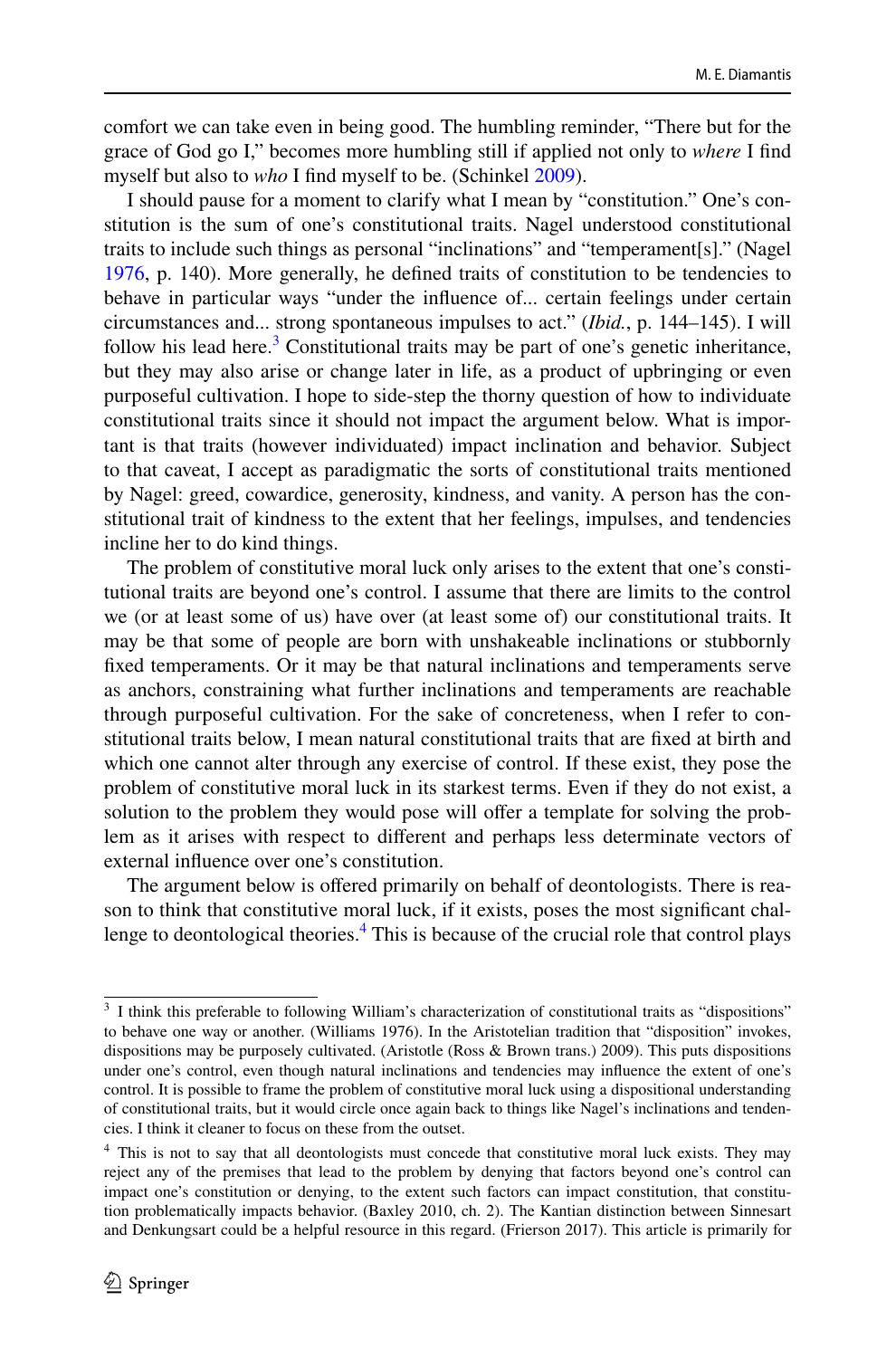comfort we can take even in being good. The humbling reminder, "There but for the grace of God go I," becomes more humbling still if applied not only to *where* I find myself but also to *who* I find myself to be. (Schinkel 2009).

I should pause for a moment to clarify what I mean by "constitution." One's constitution is the sum of one's constitutional traits. Nagel understood constitutional traits to include such things as personal "inclinations" and "temperament[s]." (Nagel 1976, p. 140). More generally, he defined traits of constitution to be tendencies to behave in particular ways "under the influence of... certain feelings under certain circumstances and... strong spontaneous impulses to act." (*Ibid.*, p. 144–145). I will follow his lead here.[3] Constitutional traits may be part of one's genetic inheritance, but they may also arise or change later in life, as a product of upbringing or even purposeful cultivation. I hope to side-step the thorny question of how to individuate constitutional traits since it should not impact the argument below. What is important is that traits (however individuated) impact inclination and behavior. Subject to that caveat, I accept as paradigmatic the sorts of constitutional traits mentioned by Nagel: greed, cowardice, generosity, kindness, and vanity. A person has the constitutional trait of kindness to the extent that her feelings, impulses, and tendencies incline her to do kind things.

The problem of constitutive moral luck only arises to the extent that one's constitutional traits are beyond one's control. I assume that there are limits to the control we (or at least some of us) have over (at least some of) our constitutional traits. It may be that some of people are born with unshakeable inclinations or stubbornly fixed temperaments. Or it may be that natural inclinations and temperaments serve as anchors, constraining what further inclinations and temperaments are reachable through purposeful cultivation. For the sake of concreteness, when I refer to constitutional traits below, I mean natural constitutional traits that are fixed at birth and which one cannot alter through any exercise of control. If these exist, they pose the problem of constitutive moral luck in its starkest terms. Even if they do not exist, a solution to the problem they would pose will offer a template for solving the problem as it arises with respect to different and perhaps less determinate vectors of external influence over one's constitution.

The argument below is offered primarily on behalf of deontologists. There is reason to think that constitutive moral luck, if it exists, poses the most significant challenge to deontological theories.[4] This is because of the crucial role that control plays

---

[3] I think this preferable to following William's characterization of constitutional traits as "dispositions" to behave one way or another. (Williams 1976). In the Aristotelian tradition that "disposition" invokes, dispositions may be purposely cultivated. (Aristotle (Ross & Brown trans.) 2009). This puts dispositions under one's control, even though natural inclinations and tendencies may influence the extent of one's control. It is possible to frame the problem of constitutive moral luck using a dispositional understanding of constitutional traits, but it would circle once again back to things like Nagel's inclinations and tendencies. I think it cleaner to focus on these from the outset.

[4] This is not to say that all deontologists must concede that constitutive moral luck exists. They may reject any of the premises that lead to the problem by denying that factors beyond one's control can impact one's constitution or denying, to the extent such factors can impact constitution, that constitution problematically impacts behavior. (Baxley 2010, ch. 2). The Kantian distinction between Sinnesart and Denkungsart could be a helpful resource in this regard. (Frierson 2017). This article is primarily for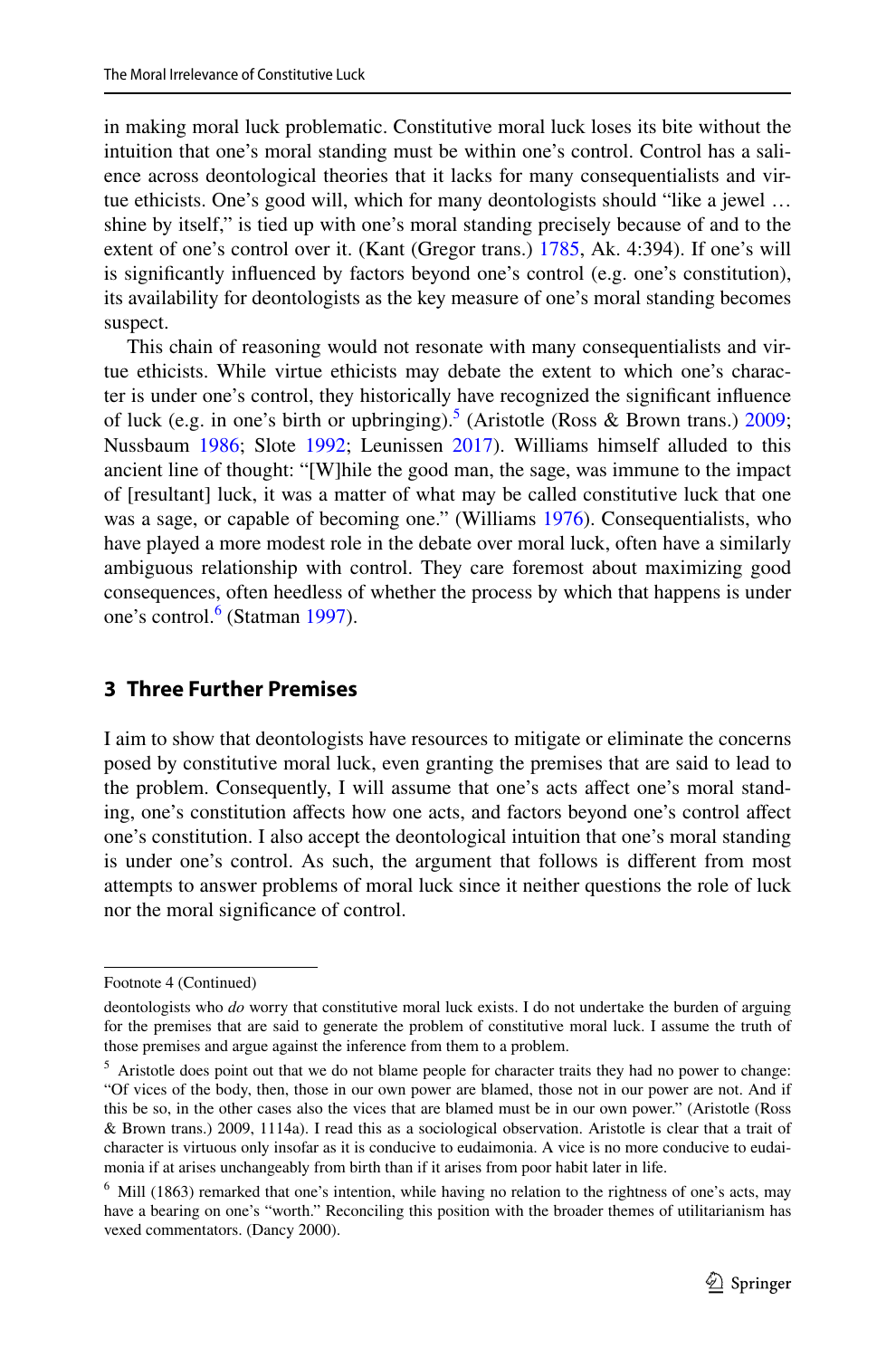in making moral luck problematic. Constitutive moral luck loses its bite without the intuition that one's moral standing must be within one's control. Control has a salience across deontological theories that it lacks for many consequentialists and virtue ethicists. One's good will, which for many deontologists should "like a jewel … shine by itself," is tied up with one's moral standing precisely because of and to the extent of one's control over it. (Kant (Gregor trans.) 1785, Ak. 4:394). If one's will is significantly influenced by factors beyond one's control (e.g. one's constitution), its availability for deontologists as the key measure of one's moral standing becomes suspect.

This chain of reasoning would not resonate with many consequentialists and virtue ethicists. While virtue ethicists may debate the extent to which one's character is under one's control, they historically have recognized the significant influence of luck (e.g. in one's birth or upbringing).[5] (Aristotle (Ross & Brown trans.) 2009; Nussbaum 1986; Slote 1992; Leunissen 2017). Williams himself alluded to this ancient line of thought: "[W]hile the good man, the sage, was immune to the impact of [resultant] luck, it was a matter of what may be called constitutive luck that one was a sage, or capable of becoming one." (Williams 1976). Consequentialists, who have played a more modest role in the debate over moral luck, often have a similarly ambiguous relationship with control. They care foremost about maximizing good consequences, often heedless of whether the process by which that happens is under one's control.[6] (Statman 1997).

## 3 Three Further Premises

I aim to show that deontologists have resources to mitigate or eliminate the concerns posed by constitutive moral luck, even granting the premises that are said to lead to the problem. Consequently, I will assume that one's acts affect one's moral standing, one's constitution affects how one acts, and factors beyond one's control affect one's constitution. I also accept the deontological intuition that one's moral standing is under one's control. As such, the argument that follows is different from most attempts to answer problems of moral luck since it neither questions the role of luck nor the moral significance of control.

---

Footnote 4 (Continued)

deontologists who *do* worry that constitutive moral luck exists. I do not undertake the burden of arguing for the premises that are said to generate the problem of constitutive moral luck. I assume the truth of those premises and argue against the inference from them to a problem.

[5] Aristotle does point out that we do not blame people for character traits they had no power to change: "Of vices of the body, then, those in our own power are blamed, those not in our power are not. And if this be so, in the other cases also the vices that are blamed must be in our own power." (Aristotle (Ross & Brown trans.) 2009, 1114a). I read this as a sociological observation. Aristotle is clear that a trait of character is virtuous only insofar as it is conducive to eudaimonia. A vice is no more conducive to eudaimonia if at arises unchangeably from birth than if it arises from poor habit later in life.

[6] Mill (1863) remarked that one's intention, while having no relation to the rightness of one's acts, may have a bearing on one's "worth." Reconciling this position with the broader themes of utilitarianism has vexed commentators. (Dancy 2000).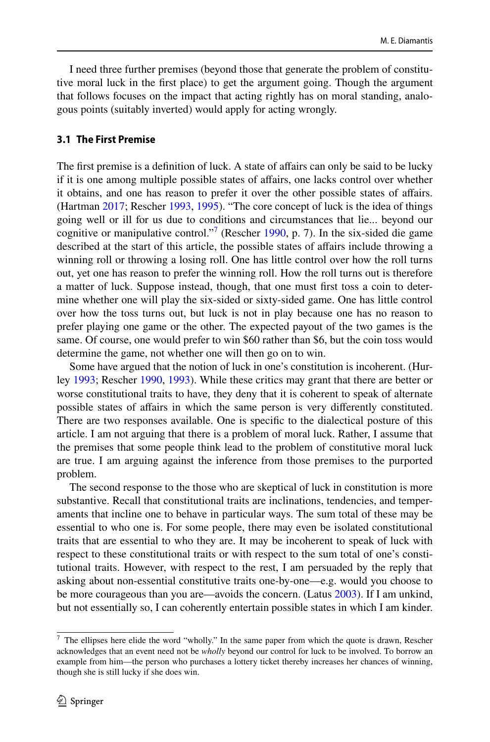I need three further premises (beyond those that generate the problem of constitutive moral luck in the first place) to get the argument going. Though the argument that follows focuses on the impact that acting rightly has on moral standing, analogous points (suitably inverted) would apply for acting wrongly.

### 3.1 The First Premise

The first premise is a definition of luck. A state of affairs can only be said to be lucky if it is one among multiple possible states of affairs, one lacks control over whether it obtains, and one has reason to prefer it over the other possible states of affairs. (Hartman 2017; Rescher 1993, 1995). "The core concept of luck is the idea of things going well or ill for us due to conditions and circumstances that lie... beyond our cognitive or manipulative control."[7] (Rescher 1990, p. 7). In the six-sided die game described at the start of this article, the possible states of affairs include throwing a winning roll or throwing a losing roll. One has little control over how the roll turns out, yet one has reason to prefer the winning roll. How the roll turns out is therefore a matter of luck. Suppose instead, though, that one must first toss a coin to determine whether one will play the six-sided or sixty-sided game. One has little control over how the toss turns out, but luck is not in play because one has no reason to prefer playing one game or the other. The expected payout of the two games is the same. Of course, one would prefer to win $60 rather than $6, but the coin toss would determine the game, not whether one will then go on to win.

Some have argued that the notion of luck in one's constitution is incoherent. (Hurley 1993; Rescher 1990, 1993). While these critics may grant that there are better or worse constitutional traits to have, they deny that it is coherent to speak of alternate possible states of affairs in which the same person is very differently constituted. There are two responses available. One is specific to the dialectical posture of this article. I am not arguing that there is a problem of moral luck. Rather, I assume that the premises that some people think lead to the problem of constitutive moral luck are true. I am arguing against the inference from those premises to the purported problem.

The second response to the those who are skeptical of luck in constitution is more substantive. Recall that constitutional traits are inclinations, tendencies, and temperaments that incline one to behave in particular ways. The sum total of these may be essential to who one is. For some people, there may even be isolated constitutional traits that are essential to who they are. It may be incoherent to speak of luck with respect to these constitutional traits or with respect to the sum total of one's constitutional traits. However, with respect to the rest, I am persuaded by the reply that asking about non-essential constitutive traits one-by-one—e.g. would you choose to be more courageous than you are—avoids the concern. (Latus 2003). If I am unkind, but not essentially so, I can coherently entertain possible states in which I am kinder.

[7] The ellipses here elide the word "wholly." In the same paper from which the quote is drawn, Rescher acknowledges that an event need not be *wholly* beyond our control for luck to be involved. To borrow an example from him—the person who purchases a lottery ticket thereby increases her chances of winning, though she is still lucky if she does win.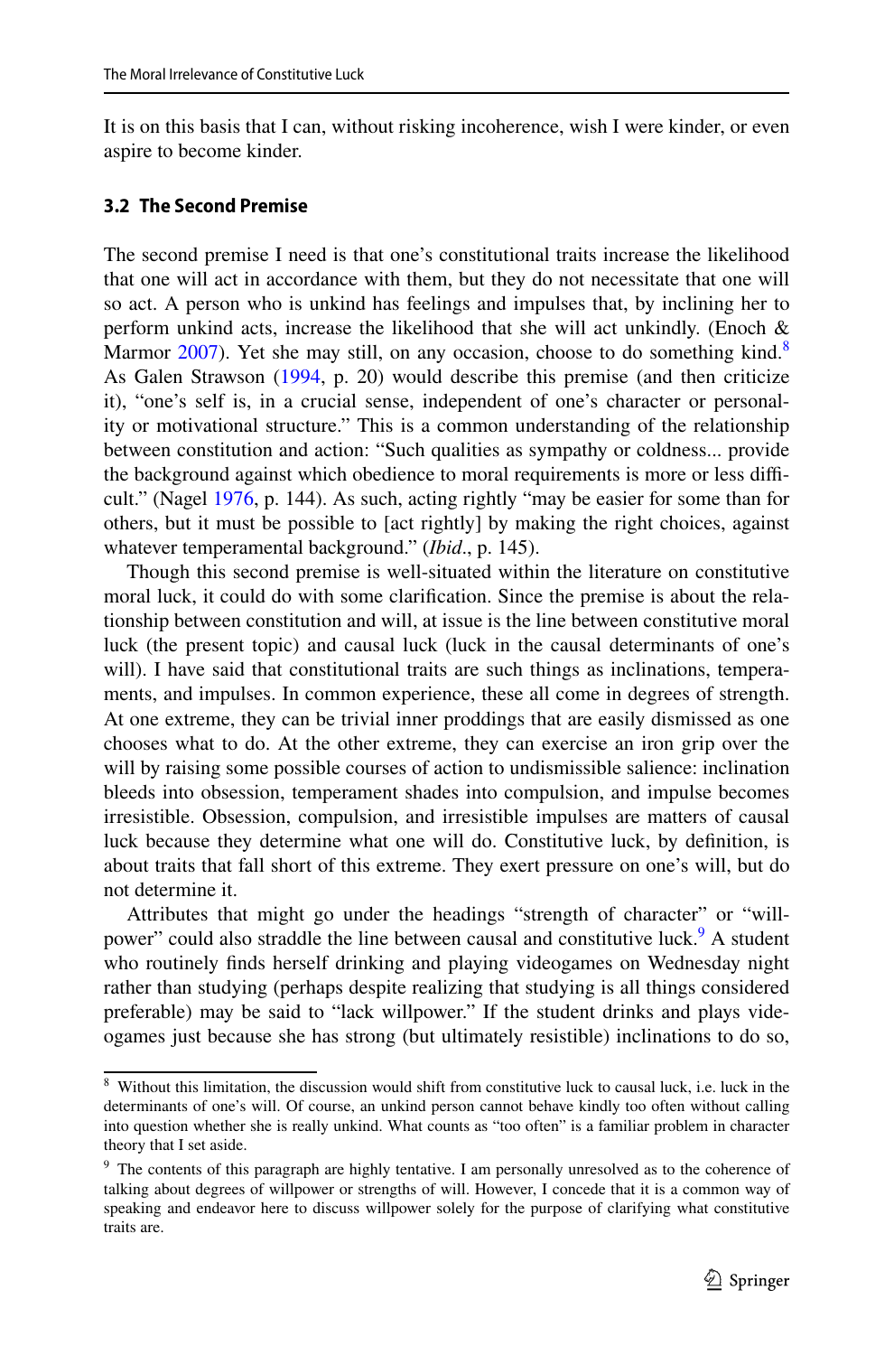It is on this basis that I can, without risking incoherence, wish I were kinder, or even aspire to become kinder.

### 3.2 The Second Premise

The second premise I need is that one's constitutional traits increase the likelihood that one will act in accordance with them, but they do not necessitate that one will so act. A person who is unkind has feelings and impulses that, by inclining her to perform unkind acts, increase the likelihood that she will act unkindly. (Enoch & Marmor 2007). Yet she may still, on any occasion, choose to do something kind.[8] As Galen Strawson (1994, p. 20) would describe this premise (and then criticize it), "one's self is, in a crucial sense, independent of one's character or personality or motivational structure." This is a common understanding of the relationship between constitution and action: "Such qualities as sympathy or coldness... provide the background against which obedience to moral requirements is more or less difficult." (Nagel 1976, p. 144). As such, acting rightly "may be easier for some than for others, but it must be possible to [act rightly] by making the right choices, against whatever temperamental background." (*Ibid*., p. 145).

Though this second premise is well-situated within the literature on constitutive moral luck, it could do with some clarification. Since the premise is about the relationship between constitution and will, at issue is the line between constitutive moral luck (the present topic) and causal luck (luck in the causal determinants of one's will). I have said that constitutional traits are such things as inclinations, temperaments, and impulses. In common experience, these all come in degrees of strength. At one extreme, they can be trivial inner proddings that are easily dismissed as one chooses what to do. At the other extreme, they can exercise an iron grip over the will by raising some possible courses of action to undismissible salience: inclination bleeds into obsession, temperament shades into compulsion, and impulse becomes irresistible. Obsession, compulsion, and irresistible impulses are matters of causal luck because they determine what one will do. Constitutive luck, by definition, is about traits that fall short of this extreme. They exert pressure on one's will, but do not determine it.

Attributes that might go under the headings "strength of character" or "willpower" could also straddle the line between causal and constitutive luck.[9] A student who routinely finds herself drinking and playing videogames on Wednesday night rather than studying (perhaps despite realizing that studying is all things considered preferable) may be said to "lack willpower." If the student drinks and plays videogames just because she has strong (but ultimately resistible) inclinations to do so,

---

[8] Without this limitation, the discussion would shift from constitutive luck to causal luck, i.e. luck in the determinants of one's will. Of course, an unkind person cannot behave kindly too often without calling into question whether she is really unkind. What counts as "too often" is a familiar problem in character theory that I set aside.

[9] The contents of this paragraph are highly tentative. I am personally unresolved as to the coherence of talking about degrees of willpower or strengths of will. However, I concede that it is a common way of speaking and endeavor here to discuss willpower solely for the purpose of clarifying what constitutive traits are.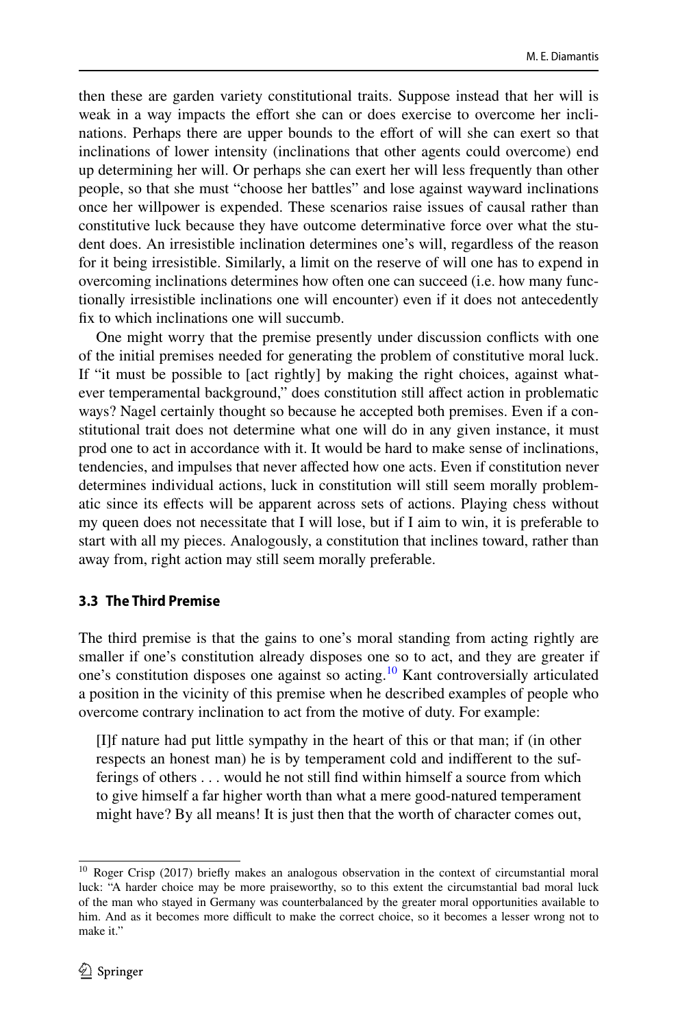then these are garden variety constitutional traits. Suppose instead that her will is weak in a way impacts the effort she can or does exercise to overcome her inclinations. Perhaps there are upper bounds to the effort of will she can exert so that inclinations of lower intensity (inclinations that other agents could overcome) end up determining her will. Or perhaps she can exert her will less frequently than other people, so that she must "choose her battles" and lose against wayward inclinations once her willpower is expended. These scenarios raise issues of causal rather than constitutive luck because they have outcome determinative force over what the student does. An irresistible inclination determines one's will, regardless of the reason for it being irresistible. Similarly, a limit on the reserve of will one has to expend in overcoming inclinations determines how often one can succeed (i.e. how many functionally irresistible inclinations one will encounter) even if it does not antecedently fix to which inclinations one will succumb.

One might worry that the premise presently under discussion conflicts with one of the initial premises needed for generating the problem of constitutive moral luck. If "it must be possible to [act rightly] by making the right choices, against whatever temperamental background," does constitution still affect action in problematic ways? Nagel certainly thought so because he accepted both premises. Even if a constitutional trait does not determine what one will do in any given instance, it must prod one to act in accordance with it. It would be hard to make sense of inclinations, tendencies, and impulses that never affected how one acts. Even if constitution never determines individual actions, luck in constitution will still seem morally problematic since its effects will be apparent across sets of actions. Playing chess without my queen does not necessitate that I will lose, but if I aim to win, it is preferable to start with all my pieces. Analogously, a constitution that inclines toward, rather than away from, right action may still seem morally preferable.

### 3.3 The Third Premise

The third premise is that the gains to one's moral standing from acting rightly are smaller if one's constitution already disposes one so to act, and they are greater if one's constitution disposes one against so acting.[10] Kant controversially articulated a position in the vicinity of this premise when he described examples of people who overcome contrary inclination to act from the motive of duty. For example:

> [I]f nature had put little sympathy in the heart of this or that man; if (in other respects an honest man) he is by temperament cold and indifferent to the sufferings of others . . . would he not still find within himself a source from which to give himself a far higher worth than what a mere good-natured temperament might have? By all means! It is just then that the worth of character comes out,

[10] Roger Crisp (2017) briefly makes an analogous observation in the context of circumstantial moral luck: "A harder choice may be more praiseworthy, so to this extent the circumstantial bad moral luck of the man who stayed in Germany was counterbalanced by the greater moral opportunities available to him. And as it becomes more difficult to make the correct choice, so it becomes a lesser wrong not to make it."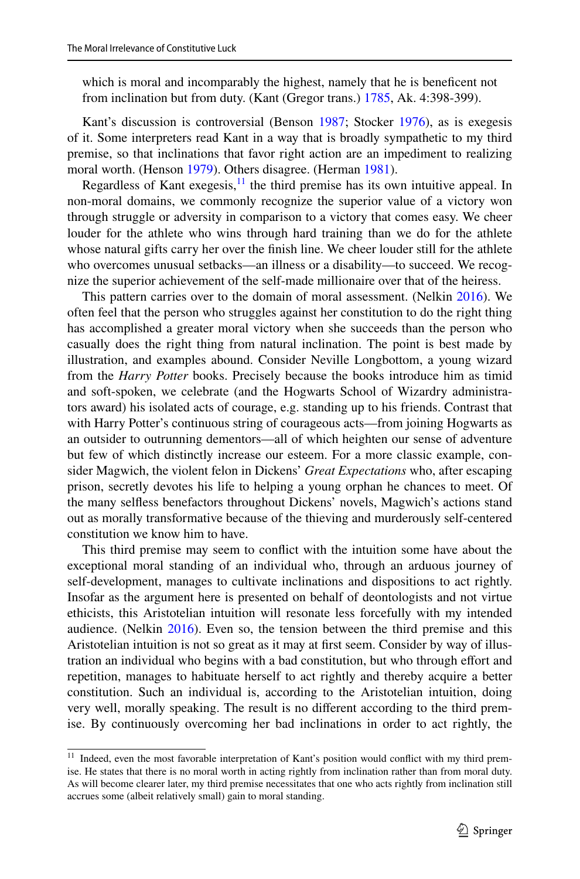which is moral and incomparably the highest, namely that he is beneficent not from inclination but from duty. (Kant (Gregor trans.) 1785, Ak. 4:398-399).

Kant's discussion is controversial (Benson 1987; Stocker 1976), as is exegesis of it. Some interpreters read Kant in a way that is broadly sympathetic to my third premise, so that inclinations that favor right action are an impediment to realizing moral worth. (Henson 1979). Others disagree. (Herman 1981).

Regardless of Kant exegesis,[11] the third premise has its own intuitive appeal. In non-moral domains, we commonly recognize the superior value of a victory won through struggle or adversity in comparison to a victory that comes easy. We cheer louder for the athlete who wins through hard training than we do for the athlete whose natural gifts carry her over the finish line. We cheer louder still for the athlete who overcomes unusual setbacks—an illness or a disability—to succeed. We recognize the superior achievement of the self-made millionaire over that of the heiress.

This pattern carries over to the domain of moral assessment. (Nelkin 2016). We often feel that the person who struggles against her constitution to do the right thing has accomplished a greater moral victory when she succeeds than the person who casually does the right thing from natural inclination. The point is best made by illustration, and examples abound. Consider Neville Longbottom, a young wizard from the *Harry Potter* books. Precisely because the books introduce him as timid and soft-spoken, we celebrate (and the Hogwarts School of Wizardry administrators award) his isolated acts of courage, e.g. standing up to his friends. Contrast that with Harry Potter's continuous string of courageous acts—from joining Hogwarts as an outsider to outrunning dementors—all of which heighten our sense of adventure but few of which distinctly increase our esteem. For a more classic example, consider Magwich, the violent felon in Dickens' *Great Expectations* who, after escaping prison, secretly devotes his life to helping a young orphan he chances to meet. Of the many selfless benefactors throughout Dickens' novels, Magwich's actions stand out as morally transformative because of the thieving and murderously self-centered constitution we know him to have.

This third premise may seem to conflict with the intuition some have about the exceptional moral standing of an individual who, through an arduous journey of self-development, manages to cultivate inclinations and dispositions to act rightly. Insofar as the argument here is presented on behalf of deontologists and not virtue ethicists, this Aristotelian intuition will resonate less forcefully with my intended audience. (Nelkin 2016). Even so, the tension between the third premise and this Aristotelian intuition is not so great as it may at first seem. Consider by way of illustration an individual who begins with a bad constitution, but who through effort and repetition, manages to habituate herself to act rightly and thereby acquire a better constitution. Such an individual is, according to the Aristotelian intuition, doing very well, morally speaking. The result is no different according to the third premise. By continuously overcoming her bad inclinations in order to act rightly, the

[11] Indeed, even the most favorable interpretation of Kant's position would conflict with my third premise. He states that there is no moral worth in acting rightly from inclination rather than from moral duty. As will become clearer later, my third premise necessitates that one who acts rightly from inclination still accrues some (albeit relatively small) gain to moral standing.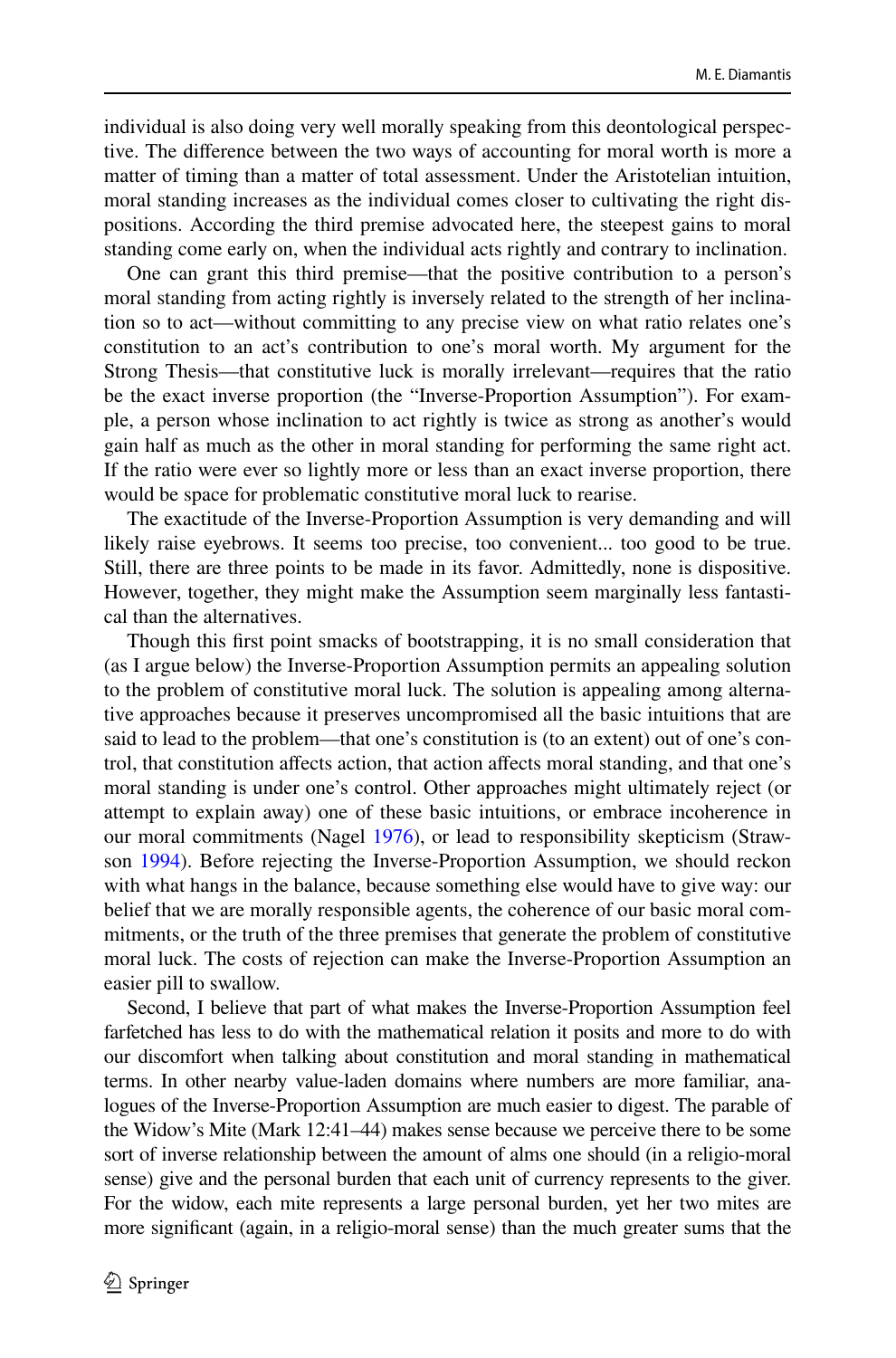individual is also doing very well morally speaking from this deontological perspective. The difference between the two ways of accounting for moral worth is more a matter of timing than a matter of total assessment. Under the Aristotelian intuition, moral standing increases as the individual comes closer to cultivating the right dispositions. According the third premise advocated here, the steepest gains to moral standing come early on, when the individual acts rightly and contrary to inclination.

One can grant this third premise—that the positive contribution to a person's moral standing from acting rightly is inversely related to the strength of her inclination so to act—without committing to any precise view on what ratio relates one's constitution to an act's contribution to one's moral worth. My argument for the Strong Thesis—that constitutive luck is morally irrelevant—requires that the ratio be the exact inverse proportion (the "Inverse-Proportion Assumption"). For example, a person whose inclination to act rightly is twice as strong as another's would gain half as much as the other in moral standing for performing the same right act. If the ratio were ever so lightly more or less than an exact inverse proportion, there would be space for problematic constitutive moral luck to rearise.

The exactitude of the Inverse-Proportion Assumption is very demanding and will likely raise eyebrows. It seems too precise, too convenient... too good to be true. Still, there are three points to be made in its favor. Admittedly, none is dispositive. However, together, they might make the Assumption seem marginally less fantastical than the alternatives.

Though this first point smacks of bootstrapping, it is no small consideration that (as I argue below) the Inverse-Proportion Assumption permits an appealing solution to the problem of constitutive moral luck. The solution is appealing among alternative approaches because it preserves uncompromised all the basic intuitions that are said to lead to the problem—that one's constitution is (to an extent) out of one's control, that constitution affects action, that action affects moral standing, and that one's moral standing is under one's control. Other approaches might ultimately reject (or attempt to explain away) one of these basic intuitions, or embrace incoherence in our moral commitments (Nagel 1976), or lead to responsibility skepticism (Strawson 1994). Before rejecting the Inverse-Proportion Assumption, we should reckon with what hangs in the balance, because something else would have to give way: our belief that we are morally responsible agents, the coherence of our basic moral commitments, or the truth of the three premises that generate the problem of constitutive moral luck. The costs of rejection can make the Inverse-Proportion Assumption an easier pill to swallow.

Second, I believe that part of what makes the Inverse-Proportion Assumption feel farfetched has less to do with the mathematical relation it posits and more to do with our discomfort when talking about constitution and moral standing in mathematical terms. In other nearby value-laden domains where numbers are more familiar, analogues of the Inverse-Proportion Assumption are much easier to digest. The parable of the Widow's Mite (Mark 12:41–44) makes sense because we perceive there to be some sort of inverse relationship between the amount of alms one should (in a religio-moral sense) give and the personal burden that each unit of currency represents to the giver. For the widow, each mite represents a large personal burden, yet her two mites are more significant (again, in a religio-moral sense) than the much greater sums that the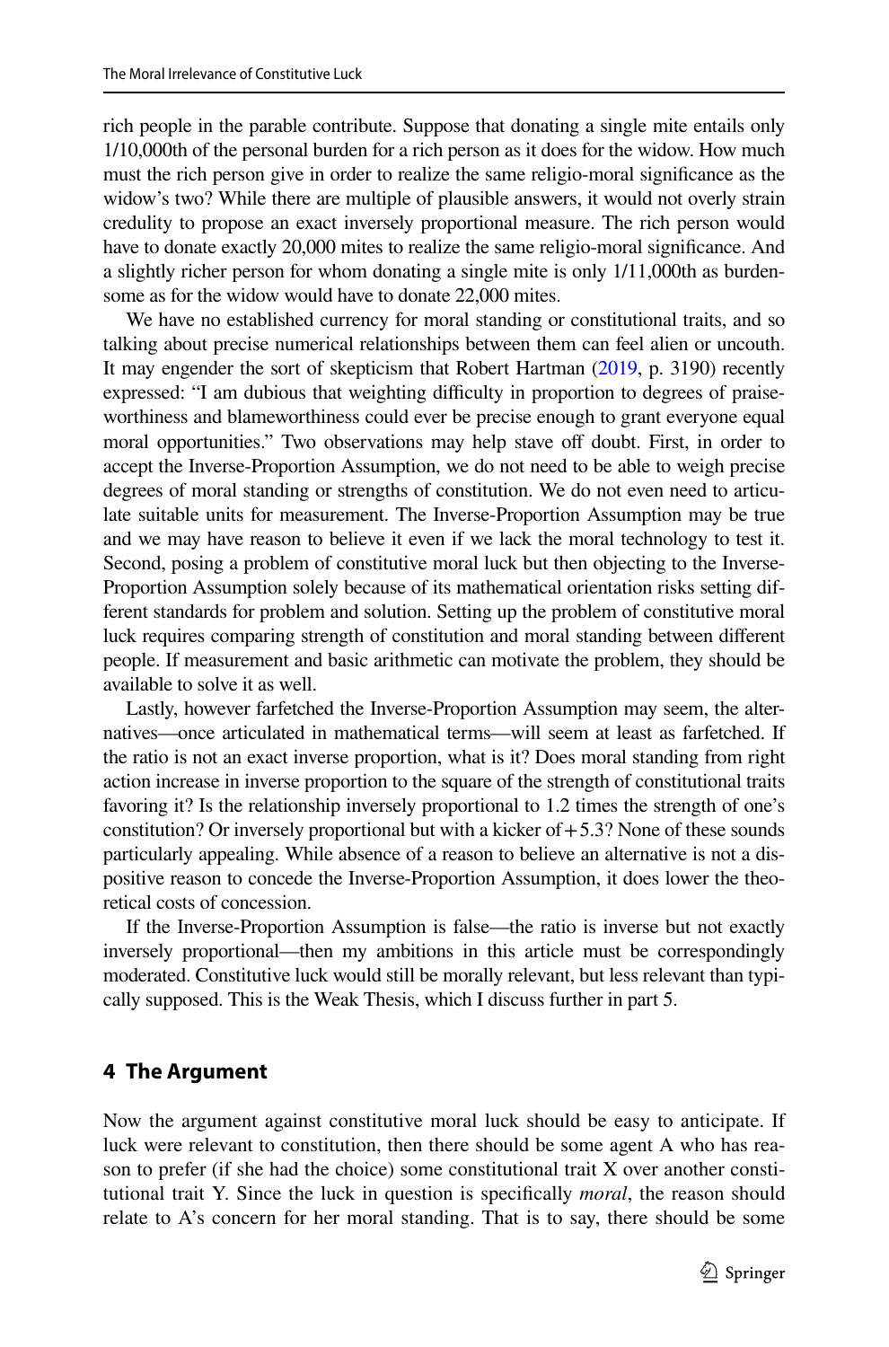rich people in the parable contribute. Suppose that donating a single mite entails only 1/10,000th of the personal burden for a rich person as it does for the widow. How much must the rich person give in order to realize the same religio-moral significance as the widow's two? While there are multiple of plausible answers, it would not overly strain credulity to propose an exact inversely proportional measure. The rich person would have to donate exactly 20,000 mites to realize the same religio-moral significance. And a slightly richer person for whom donating a single mite is only 1/11,000th as burdensome as for the widow would have to donate 22,000 mites.

We have no established currency for moral standing or constitutional traits, and so talking about precise numerical relationships between them can feel alien or uncouth. It may engender the sort of skepticism that Robert Hartman (2019, p. 3190) recently expressed: "I am dubious that weighting difficulty in proportion to degrees of praiseworthiness and blameworthiness could ever be precise enough to grant everyone equal moral opportunities." Two observations may help stave off doubt. First, in order to accept the Inverse-Proportion Assumption, we do not need to be able to weigh precise degrees of moral standing or strengths of constitution. We do not even need to articulate suitable units for measurement. The Inverse-Proportion Assumption may be true and we may have reason to believe it even if we lack the moral technology to test it. Second, posing a problem of constitutive moral luck but then objecting to the Inverse-Proportion Assumption solely because of its mathematical orientation risks setting different standards for problem and solution. Setting up the problem of constitutive moral luck requires comparing strength of constitution and moral standing between different people. If measurement and basic arithmetic can motivate the problem, they should be available to solve it as well.

Lastly, however farfetched the Inverse-Proportion Assumption may seem, the alternatives—once articulated in mathematical terms—will seem at least as farfetched. If the ratio is not an exact inverse proportion, what is it? Does moral standing from right action increase in inverse proportion to the square of the strength of constitutional traits favoring it? Is the relationship inversely proportional to 1.2 times the strength of one's constitution? Or inversely proportional but with a kicker of +5.3? None of these sounds particularly appealing. While absence of a reason to believe an alternative is not a dispositive reason to concede the Inverse-Proportion Assumption, it does lower the theoretical costs of concession.

If the Inverse-Proportion Assumption is false—the ratio is inverse but not exactly inversely proportional—then my ambitions in this article must be correspondingly moderated. Constitutive luck would still be morally relevant, but less relevant than typically supposed. This is the Weak Thesis, which I discuss further in part 5.

## 4 The Argument

Now the argument against constitutive moral luck should be easy to anticipate. If luck were relevant to constitution, then there should be some agent A who has reason to prefer (if she had the choice) some constitutional trait X over another constitutional trait Y. Since the luck in question is specifically *moral*, the reason should relate to A's concern for her moral standing. That is to say, there should be some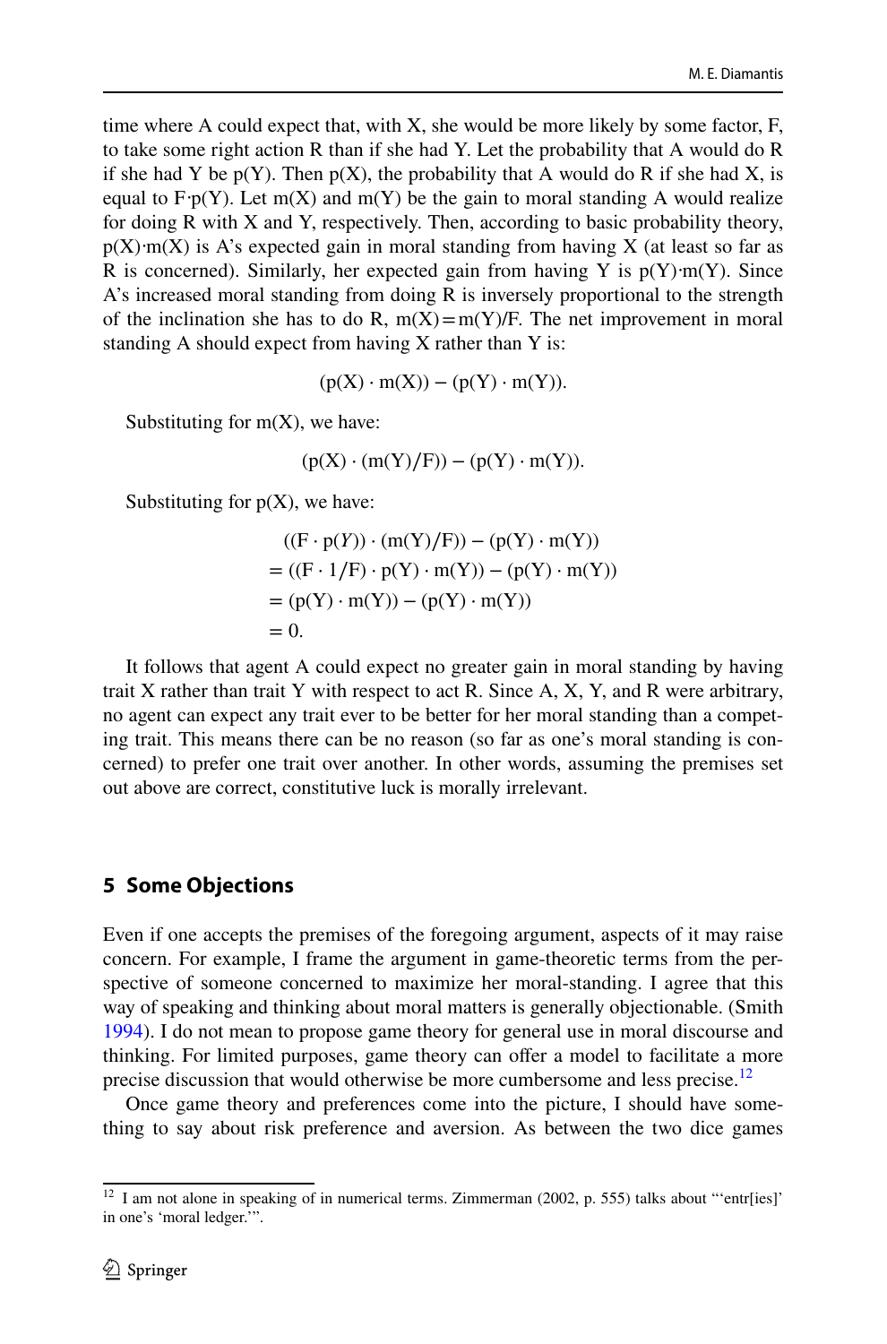time where A could expect that, with X, she would be more likely by some factor, F, to take some right action R than if she had Y. Let the probability that A would do R if she had Y be p(Y). Then p(X), the probability that A would do R if she had X, is equal to F·p(Y). Let m(X) and m(Y) be the gain to moral standing A would realize for doing R with X and Y, respectively. Then, according to basic probability theory, p(X)·m(X) is A's expected gain in moral standing from having X (at least so far as R is concerned). Similarly, her expected gain from having Y is p(Y)·m(Y). Since A's increased moral standing from doing R is inversely proportional to the strength of the inclination she has to do R, m(X) = m(Y)/F. The net improvement in moral standing A should expect from having X rather than Y is:

$$(\mathrm{p(X)} \cdot \mathrm{m(X)}) - (\mathrm{p(Y)} \cdot \mathrm{m(Y)}).$$

Substituting for m(X), we have:

$$(\mathrm{p(X)} \cdot (\mathrm{m(Y)}/\mathrm{F})) - (\mathrm{p(Y)} \cdot \mathrm{m(Y)}).$$

Substituting for p(X), we have:

$$\begin{aligned}
&((\mathrm{F} \cdot \mathrm{p}(Y)) \cdot (\mathrm{m(Y)}/\mathrm{F})) - (\mathrm{p(Y)} \cdot \mathrm{m(Y)}) \\
&= ((\mathrm{F} \cdot 1/\mathrm{F}) \cdot \mathrm{p(Y)} \cdot \mathrm{m(Y)}) - (\mathrm{p(Y)} \cdot \mathrm{m(Y)}) \\
&= (\mathrm{p(Y)} \cdot \mathrm{m(Y)}) - (\mathrm{p(Y)} \cdot \mathrm{m(Y)}) \\
&= 0.
\end{aligned}$$

It follows that agent A could expect no greater gain in moral standing by having trait X rather than trait Y with respect to act R. Since A, X, Y, and R were arbitrary, no agent can expect any trait ever to be better for her moral standing than a competing trait. This means there can be no reason (so far as one's moral standing is concerned) to prefer one trait over another. In other words, assuming the premises set out above are correct, constitutive luck is morally irrelevant.

## 5 Some Objections

Even if one accepts the premises of the foregoing argument, aspects of it may raise concern. For example, I frame the argument in game-theoretic terms from the perspective of someone concerned to maximize her moral-standing. I agree that this way of speaking and thinking about moral matters is generally objectionable. (Smith 1994). I do not mean to propose game theory for general use in moral discourse and thinking. For limited purposes, game theory can offer a model to facilitate a more precise discussion that would otherwise be more cumbersome and less precise.[12]

Once game theory and preferences come into the picture, I should have something to say about risk preference and aversion. As between the two dice games

[12] I am not alone in speaking of in numerical terms. Zimmerman (2002, p. 555) talks about "'entr[ies]' in one's 'moral ledger.'".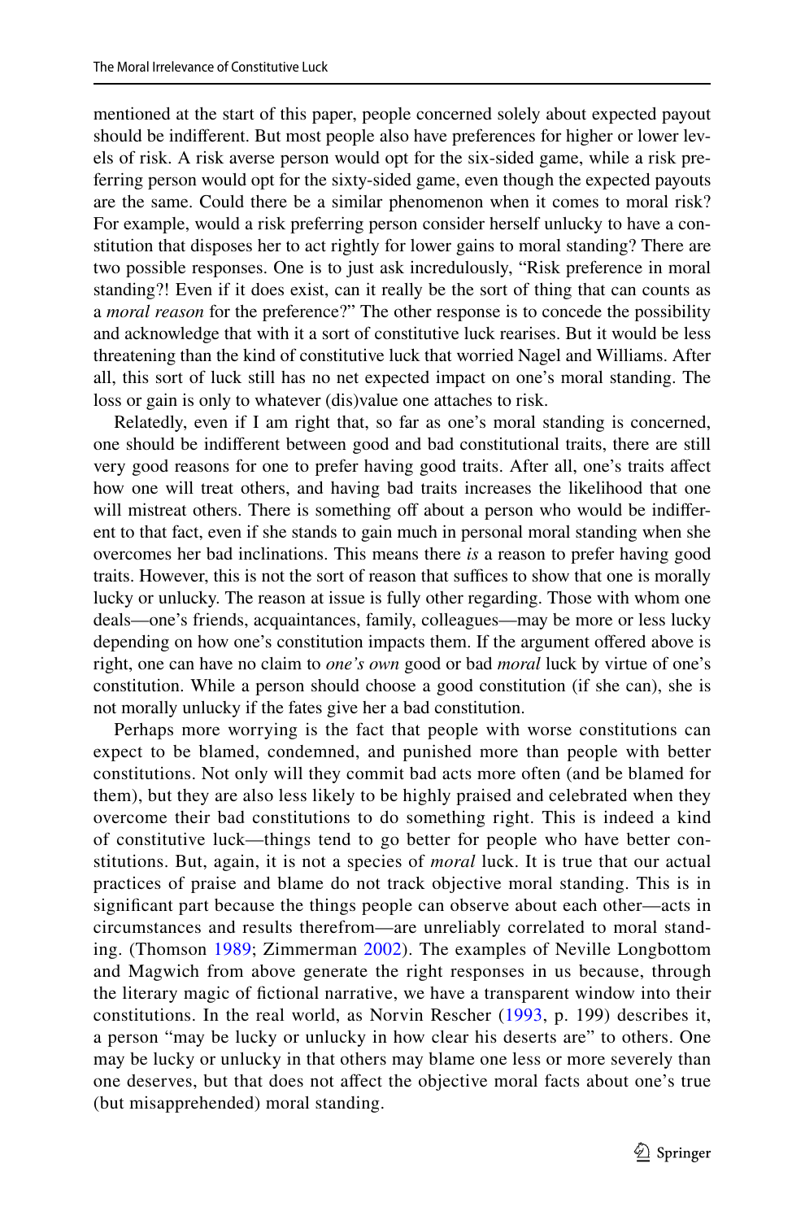mentioned at the start of this paper, people concerned solely about expected payout should be indifferent. But most people also have preferences for higher or lower levels of risk. A risk averse person would opt for the six-sided game, while a risk preferring person would opt for the sixty-sided game, even though the expected payouts are the same. Could there be a similar phenomenon when it comes to moral risk? For example, would a risk preferring person consider herself unlucky to have a constitution that disposes her to act rightly for lower gains to moral standing? There are two possible responses. One is to just ask incredulously, "Risk preference in moral standing?! Even if it does exist, can it really be the sort of thing that can counts as a *moral reason* for the preference?" The other response is to concede the possibility and acknowledge that with it a sort of constitutive luck rearises. But it would be less threatening than the kind of constitutive luck that worried Nagel and Williams. After all, this sort of luck still has no net expected impact on one's moral standing. The loss or gain is only to whatever (dis)value one attaches to risk.

Relatedly, even if I am right that, so far as one's moral standing is concerned, one should be indifferent between good and bad constitutional traits, there are still very good reasons for one to prefer having good traits. After all, one's traits affect how one will treat others, and having bad traits increases the likelihood that one will mistreat others. There is something off about a person who would be indifferent to that fact, even if she stands to gain much in personal moral standing when she overcomes her bad inclinations. This means there *is* a reason to prefer having good traits. However, this is not the sort of reason that suffices to show that one is morally lucky or unlucky. The reason at issue is fully other regarding. Those with whom one deals—one's friends, acquaintances, family, colleagues—may be more or less lucky depending on how one's constitution impacts them. If the argument offered above is right, one can have no claim to *one's own* good or bad *moral* luck by virtue of one's constitution. While a person should choose a good constitution (if she can), she is not morally unlucky if the fates give her a bad constitution.

Perhaps more worrying is the fact that people with worse constitutions can expect to be blamed, condemned, and punished more than people with better constitutions. Not only will they commit bad acts more often (and be blamed for them), but they are also less likely to be highly praised and celebrated when they overcome their bad constitutions to do something right. This is indeed a kind of constitutive luck—things tend to go better for people who have better constitutions. But, again, it is not a species of *moral* luck. It is true that our actual practices of praise and blame do not track objective moral standing. This is in significant part because the things people can observe about each other—acts in circumstances and results therefrom—are unreliably correlated to moral standing. (Thomson 1989; Zimmerman 2002). The examples of Neville Longbottom and Magwich from above generate the right responses in us because, through the literary magic of fictional narrative, we have a transparent window into their constitutions. In the real world, as Norvin Rescher (1993, p. 199) describes it, a person "may be lucky or unlucky in how clear his deserts are" to others. One may be lucky or unlucky in that others may blame one less or more severely than one deserves, but that does not affect the objective moral facts about one's true (but misapprehended) moral standing.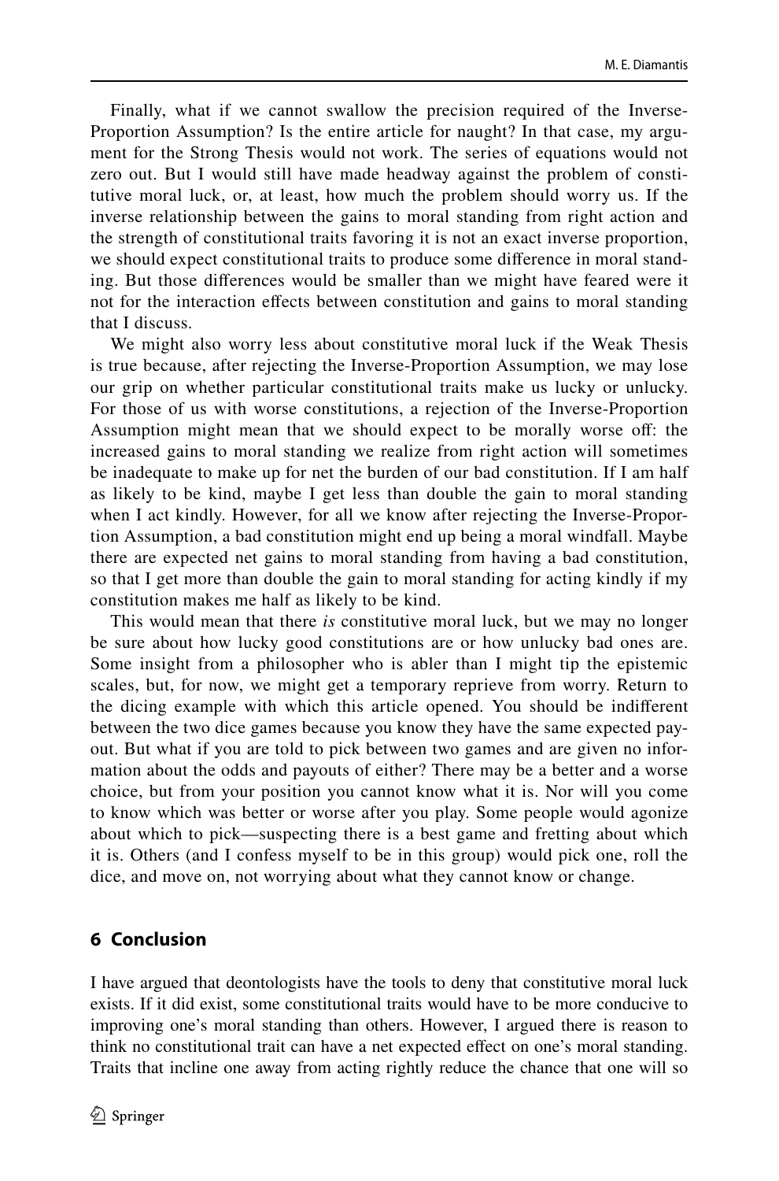Finally, what if we cannot swallow the precision required of the Inverse-Proportion Assumption? Is the entire article for naught? In that case, my argument for the Strong Thesis would not work. The series of equations would not zero out. But I would still have made headway against the problem of constitutive moral luck, or, at least, how much the problem should worry us. If the inverse relationship between the gains to moral standing from right action and the strength of constitutional traits favoring it is not an exact inverse proportion, we should expect constitutional traits to produce some difference in moral standing. But those differences would be smaller than we might have feared were it not for the interaction effects between constitution and gains to moral standing that I discuss.

We might also worry less about constitutive moral luck if the Weak Thesis is true because, after rejecting the Inverse-Proportion Assumption, we may lose our grip on whether particular constitutional traits make us lucky or unlucky. For those of us with worse constitutions, a rejection of the Inverse-Proportion Assumption might mean that we should expect to be morally worse off: the increased gains to moral standing we realize from right action will sometimes be inadequate to make up for net the burden of our bad constitution. If I am half as likely to be kind, maybe I get less than double the gain to moral standing when I act kindly. However, for all we know after rejecting the Inverse-Proportion Assumption, a bad constitution might end up being a moral windfall. Maybe there are expected net gains to moral standing from having a bad constitution, so that I get more than double the gain to moral standing for acting kindly if my constitution makes me half as likely to be kind.

This would mean that there *is* constitutive moral luck, but we may no longer be sure about how lucky good constitutions are or how unlucky bad ones are. Some insight from a philosopher who is abler than I might tip the epistemic scales, but, for now, we might get a temporary reprieve from worry. Return to the dicing example with which this article opened. You should be indifferent between the two dice games because you know they have the same expected payout. But what if you are told to pick between two games and are given no information about the odds and payouts of either? There may be a better and a worse choice, but from your position you cannot know what it is. Nor will you come to know which was better or worse after you play. Some people would agonize about which to pick—suspecting there is a best game and fretting about which it is. Others (and I confess myself to be in this group) would pick one, roll the dice, and move on, not worrying about what they cannot know or change.

## 6 Conclusion

I have argued that deontologists have the tools to deny that constitutive moral luck exists. If it did exist, some constitutional traits would have to be more conducive to improving one's moral standing than others. However, I argued there is reason to think no constitutional trait can have a net expected effect on one's moral standing. Traits that incline one away from acting rightly reduce the chance that one will so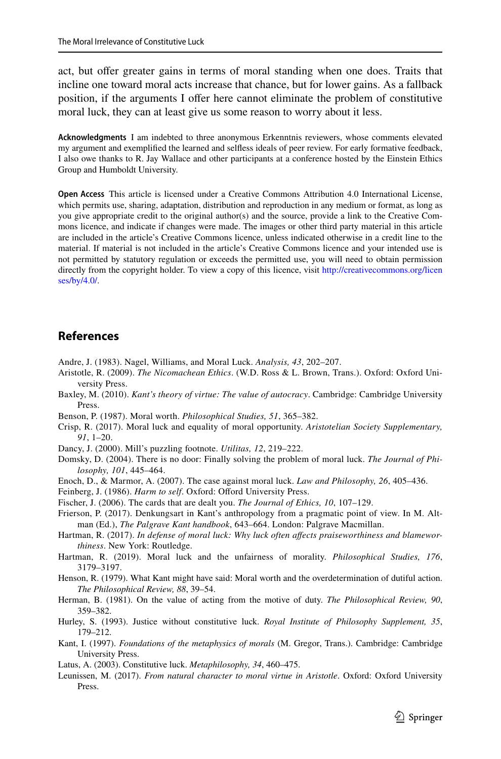act, but offer greater gains in terms of moral standing when one does. Traits that incline one toward moral acts increase that chance, but for lower gains. As a fallback position, if the arguments I offer here cannot eliminate the problem of constitutive moral luck, they can at least give us some reason to worry about it less.

**Acknowledgments** I am indebted to three anonymous Erkenntnis reviewers, whose comments elevated my argument and exemplified the learned and selfless ideals of peer review. For early formative feedback, I also owe thanks to R. Jay Wallace and other participants at a conference hosted by the Einstein Ethics Group and Humboldt University.

**Open Access** This article is licensed under a Creative Commons Attribution 4.0 International License, which permits use, sharing, adaptation, distribution and reproduction in any medium or format, as long as you give appropriate credit to the original author(s) and the source, provide a link to the Creative Commons licence, and indicate if changes were made. The images or other third party material in this article are included in the article's Creative Commons licence, unless indicated otherwise in a credit line to the material. If material is not included in the article's Creative Commons licence and your intended use is not permitted by statutory regulation or exceeds the permitted use, you will need to obtain permission directly from the copyright holder. To view a copy of this licence, visit http://creativecommons.org/licenses/by/4.0/.

## References

Andre, J. (1983). Nagel, Williams, and Moral Luck. *Analysis, 43*, 202–207.

Aristotle, R. (2009). *The Nicomachean Ethics*. (W.D. Ross & L. Brown, Trans.). Oxford: Oxford University Press.

Baxley, M. (2010). *Kant's theory of virtue: The value of autocracy*. Cambridge: Cambridge University Press.

Benson, P. (1987). Moral worth. *Philosophical Studies, 51*, 365–382.

Crisp, R. (2017). Moral luck and equality of moral opportunity. *Aristotelian Society Supplementary, 91*, 1–20.

Dancy, J. (2000). Mill's puzzling footnote. *Utilitas, 12*, 219–222.

Domsky, D. (2004). There is no door: Finally solving the problem of moral luck. *The Journal of Philosophy, 101*, 445–464.

Enoch, D., & Marmor, A. (2007). The case against moral luck. *Law and Philosophy, 26*, 405–436.

Feinberg, J. (1986). *Harm to self*. Oxford: Offord University Press.

Fischer, J. (2006). The cards that are dealt you. *The Journal of Ethics, 10*, 107–129.

Frierson, P. (2017). Denkungsart in Kant's anthropology from a pragmatic point of view. In M. Altman (Ed.), *The Palgrave Kant handbook*, 643–664. London: Palgrave Macmillan.

Hartman, R. (2017). *In defense of moral luck: Why luck often affects praiseworthiness and blameworthiness*. New York: Routledge.

Hartman, R. (2019). Moral luck and the unfairness of morality. *Philosophical Studies, 176*, 3179–3197.

Henson, R. (1979). What Kant might have said: Moral worth and the overdetermination of dutiful action. *The Philosophical Review, 88*, 39–54.

Herman, B. (1981). On the value of acting from the motive of duty. *The Philosophical Review, 90*, 359–382.

Hurley, S. (1993). Justice without constitutive luck. *Royal Institute of Philosophy Supplement, 35*, 179–212.

Kant, I. (1997). *Foundations of the metaphysics of morals* (M. Gregor, Trans.). Cambridge: Cambridge University Press.

Latus, A. (2003). Constitutive luck. *Metaphilosophy, 34*, 460–475.

Leunissen, M. (2017). *From natural character to moral virtue in Aristotle*. Oxford: Oxford University Press.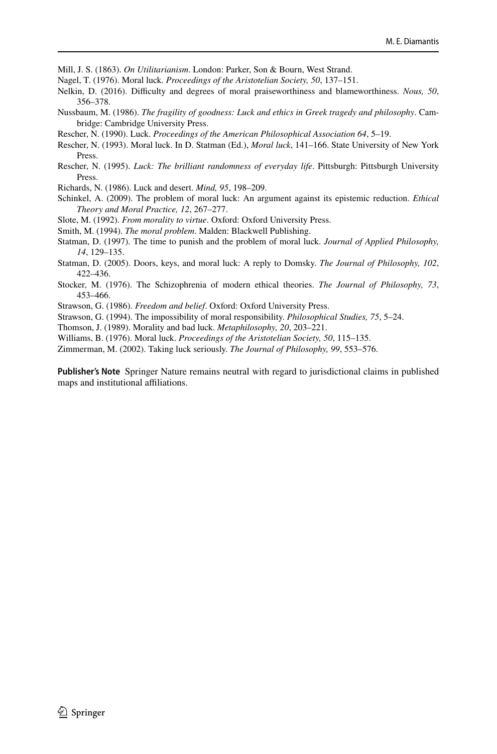Mill, J. S. (1863). *On Utilitarianism*. London: Parker, Son & Bourn, West Strand.

Nagel, T. (1976). Moral luck. *Proceedings of the Aristotelian Society, 50*, 137–151.

Nelkin, D. (2016). Difficulty and degrees of moral praiseworthiness and blameworthiness. *Nous, 50*, 356–378.

Nussbaum, M. (1986). *The fragility of goodness: Luck and ethics in Greek tragedy and philosophy*. Cambridge: Cambridge University Press.

Rescher, N. (1990). Luck. *Proceedings of the American Philosophical Association 64*, 5–19.

Rescher, N. (1993). Moral luck. In D. Statman (Ed.), *Moral luck*, 141–166. State University of New York Press.

Rescher, N. (1995). *Luck: The brilliant randomness of everyday life*. Pittsburgh: Pittsburgh University Press.

Richards, N. (1986). Luck and desert. *Mind, 95*, 198–209.

Schinkel, A. (2009). The problem of moral luck: An argument against its epistemic reduction. *Ethical Theory and Moral Practice, 12*, 267–277.

Slote, M. (1992). *From morality to virtue*. Oxford: Oxford University Press.

Smith, M. (1994). *The moral problem*. Malden: Blackwell Publishing.

Statman, D. (1997). The time to punish and the problem of moral luck. *Journal of Applied Philosophy, 14*, 129–135.

Statman, D. (2005). Doors, keys, and moral luck: A reply to Domsky. *The Journal of Philosophy, 102*, 422–436.

Stocker, M. (1976). The Schizophrenia of modern ethical theories. *The Journal of Philosophy, 73*, 453–466.

Strawson, G. (1986). *Freedom and belief*. Oxford: Oxford University Press.

Strawson, G. (1994). The impossibility of moral responsibility. *Philosophical Studies, 75*, 5–24.

Thomson, J. (1989). Morality and bad luck. *Metaphilosophy, 20*, 203–221.

Williams, B. (1976). Moral luck. *Proceedings of the Aristotelian Society, 50*, 115–135.

Zimmerman, M. (2002). Taking luck seriously. *The Journal of Philosophy, 99*, 553–576.

**Publisher's Note** Springer Nature remains neutral with regard to jurisdictional claims in published maps and institutional affiliations.